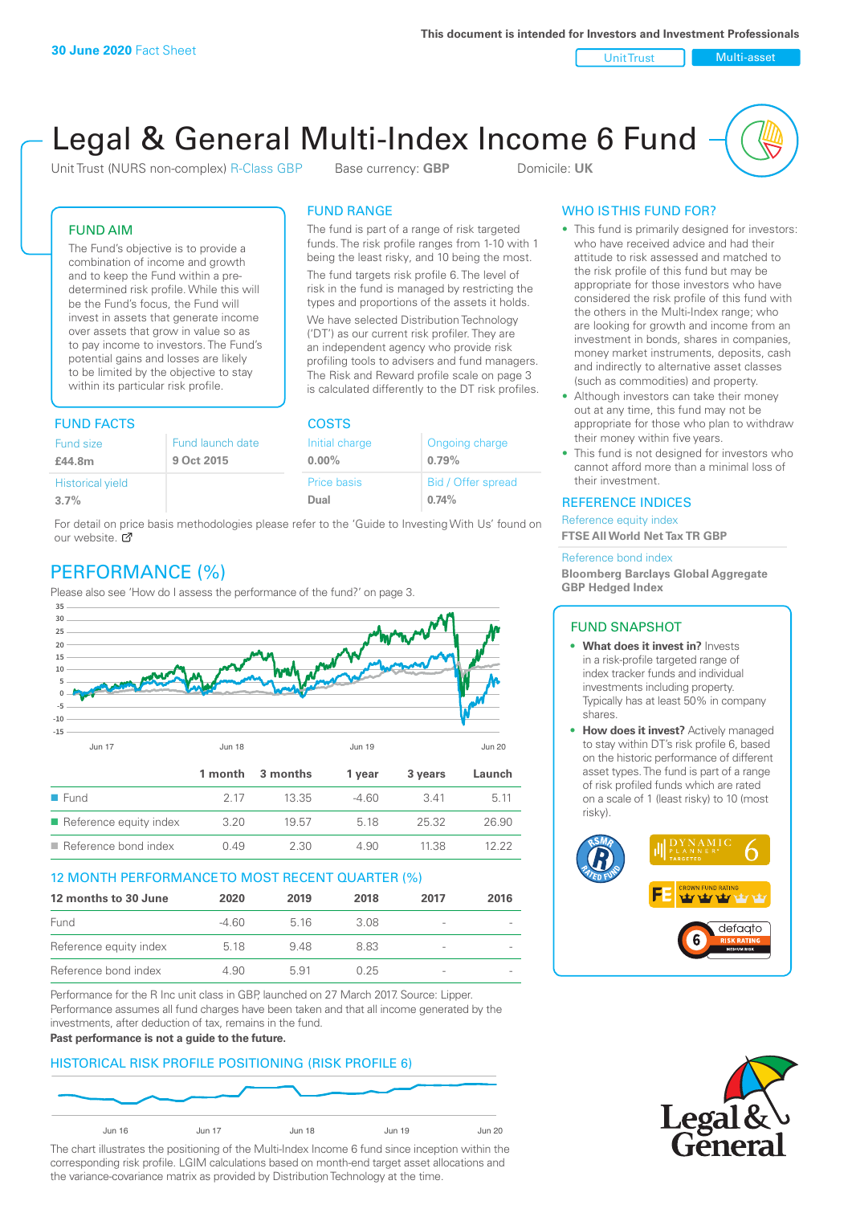30 June 2020 Fact Sheet

This document is intended for Investors and Investment Professionals

Unit Trust | Multi-asset

# Legal & General Multi-Index Income 6 Fund

Unit Trust (NURS non-complex) R-Class GBP    Base currency: **GBP**    Domicile: **UK**

## FUND AIM

The Fund's objective is to provide a combination of income and growth and to keep the Fund within a pre-determined risk profile. While this will be the Fund's focus, the Fund will invest in assets that generate income over assets that grow in value so as to pay income to investors. The Fund's potential gains and losses are likely to be limited by the objective to stay within its particular risk profile.

## FUND RANGE

The fund is part of a range of risk targeted funds. The risk profile ranges from 1-10 with 1 being the least risky, and 10 being the most.

The fund targets risk profile 6. The level of risk in the fund is managed by restricting the types and proportions of the assets it holds.

We have selected Distribution Technology ('DT') as our current risk profiler. They are an independent agency who provide risk profiling tools to advisers and fund managers. The Risk and Reward profile scale on page 3 is calculated differently to the DT risk profiles.

## FUND FACTS

| Fund size | Fund launch date |
|---|---|
| **£44.8m** | **9 Oct 2015** |
| Historical yield | |
| **3.7%** | |

## COSTS

| Initial charge | Ongoing charge |
|---|---|
| **0.00%** | **0.79%** |
| Price basis | Bid / Offer spread |
| **Dual** | **0.74%** |

For detail on price basis methodologies please refer to the 'Guide to Investing With Us' found on our website.

## PERFORMANCE (%)

Please also see 'How do I assess the performance of the fund?' on page 3.

| | 1 month | 3 months | 1 year | 3 years | Launch |
|---|---|---|---|---|---|
| Fund | 2.17 | 13.35 | -4.60 | 3.41 | 5.11 |
| Reference equity index | 3.20 | 19.57 | 5.18 | 25.32 | 26.90 |
| Reference bond index | 0.49 | 2.30 | 4.90 | 11.38 | 12.22 |

### 12 MONTH PERFORMANCE TO MOST RECENT QUARTER (%)

| 12 months to 30 June | 2020 | 2019 | 2018 | 2017 | 2016 |
|---|---|---|---|---|---|
| Fund | -4.60 | 5.16 | 3.08 | - | - |
| Reference equity index | 5.18 | 9.48 | 8.83 | - | - |
| Reference bond index | 4.90 | 5.91 | 0.25 | - | - |

Performance for the R Inc unit class in GBP, launched on 27 March 2017. Source: Lipper. Performance assumes all fund charges have been taken and that all income generated by the investments, after deduction of tax, remains in the fund.

**Past performance is not a guide to the future.**

### HISTORICAL RISK PROFILE POSITIONING (RISK PROFILE 6)

The chart illustrates the positioning of the Multi-Index Income 6 fund since inception within the corresponding risk profile. LGIM calculations based on month-end target asset allocations and the variance-covariance matrix as provided by Distribution Technology at the time.

## WHO IS THIS FUND FOR?

- This fund is primarily designed for investors: who have received advice and had their attitude to risk assessed and matched to the risk profile of this fund but may be appropriate for those investors who have considered the risk profile of this fund with the others in the Multi-Index range; who are looking for growth and income from an investment in bonds, shares in companies, money market instruments, deposits, cash and indirectly to alternative asset classes (such as commodities) and property.
- Although investors can take their money out at any time, this fund may not be appropriate for those who plan to withdraw their money within five years.
- This fund is not designed for investors who cannot afford more than a minimal loss of their investment.

## REFERENCE INDICES

Reference equity index
**FTSE All World Net Tax TR GBP**

Reference bond index
**Bloomberg Barclays Global Aggregate GBP Hedged Index**

## FUND SNAPSHOT

- **What does it invest in?** Invests in a risk-profile targeted range of index tracker funds and individual investments including property. Typically has at least 50% in company shares.
- **How does it invest?** Actively managed to stay within DT's risk profile 6, based on the historic performance of different asset types. The fund is part of a range of risk profiled funds which are rated on a scale of 1 (least risky) to 10 (most risky).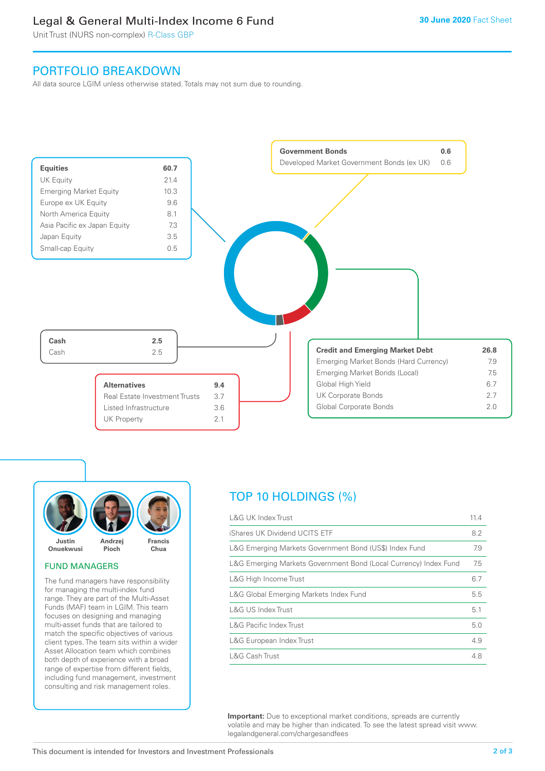# Legal & General Multi-Index Income 6 Fund

Unit Trust (NURS non-complex) R-Class GBP

30 June 2020 Fact Sheet

## PORTFOLIO BREAKDOWN

All data source LGIM unless otherwise stated. Totals may not sum due to rounding.

| Equities | 60.7 |
|---|---|
| UK Equity | 21.4 |
| Emerging Market Equity | 10.3 |
| Europe ex UK Equity | 9.6 |
| North America Equity | 8.1 |
| Asia Pacific ex Japan Equity | 7.3 |
| Japan Equity | 3.5 |
| Small-cap Equity | 0.5 |

| Government Bonds | 0.6 |
|---|---|
| Developed Market Government Bonds (ex UK) | 0.6 |

| Cash | 2.5 |
|---|---|
| Cash | 2.5 |

| Alternatives | 9.4 |
|---|---|
| Real Estate Investment Trusts | 3.7 |
| Listed Infrastructure | 3.6 |
| UK Property | 2.1 |

| Credit and Emerging Market Debt | 26.8 |
|---|---|
| Emerging Market Bonds (Hard Currency) | 7.9 |
| Emerging Market Bonds (Local) | 7.5 |
| Global High Yield | 6.7 |
| UK Corporate Bonds | 2.7 |
| Global Corporate Bonds | 2.0 |

Justin Onuekwusi, Andrzej Pioch, Francis Chua

### FUND MANAGERS

The fund managers have responsibility for managing the multi-index fund range. They are part of the Multi-Asset Funds (MAF) team in LGIM. This team focuses on designing and managing multi-asset funds that are tailored to match the specific objectives of various client types. The team sits within a wider Asset Allocation team which combines both depth of experience with a broad range of expertise from different fields, including fund management, investment consulting and risk management roles.

## TOP 10 HOLDINGS (%)

| Holding | % |
|---|---|
| L&G UK Index Trust | 11.4 |
| iShares UK Dividend UCITS ETF | 8.2 |
| L&G Emerging Markets Government Bond (US$) Index Fund | 7.9 |
| L&G Emerging Markets Government Bond (Local Currency) Index Fund | 7.5 |
| L&G High Income Trust | 6.7 |
| L&G Global Emerging Markets Index Fund | 5.5 |
| L&G US Index Trust | 5.1 |
| L&G Pacific Index Trust | 5.0 |
| L&G European Index Trust | 4.9 |
| L&G Cash Trust | 4.8 |

**Important:** Due to exceptional market conditions, spreads are currently volatile and may be higher than indicated. To see the latest spread visit www.legalandgeneral.com/chargesandfees

This document is intended for Investors and Investment Professionals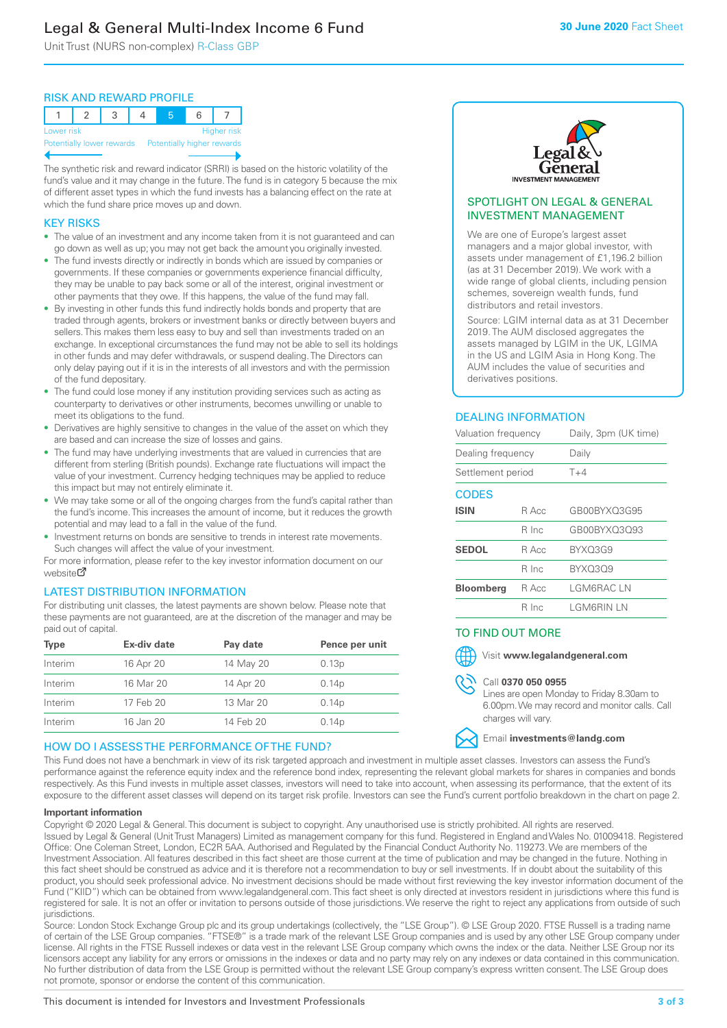# Legal & General Multi-Index Income 6 Fund

Unit Trust (NURS non-complex) R-Class GBP

**30 June 2020** Fact Sheet

## RISK AND REWARD PROFILE

| 1 | 2 | 3 | 4 | 5 | 6 | 7 |
|---|---|---|---|---|---|---|

Lower risk — Higher risk

Potentially lower rewards — Potentially higher rewards

The synthetic risk and reward indicator (SRRI) is based on the historic volatility of the fund's value and it may change in the future. The fund is in category 5 because the mix of different asset types in which the fund invests has a balancing effect on the rate at which the fund share price moves up and down.

## KEY RISKS

- The value of an investment and any income taken from it is not guaranteed and can go down as well as up; you may not get back the amount you originally invested.
- The fund invests directly or indirectly in bonds which are issued by companies or governments. If these companies or governments experience financial difficulty, they may be unable to pay back some or all of the interest, original investment or other payments that they owe. If this happens, the value of the fund may fall.
- By investing in other funds this fund indirectly holds bonds and property that are traded through agents, brokers or investment banks or directly between buyers and sellers. This makes them less easy to buy and sell than investments traded on an exchange. In exceptional circumstances the fund may not be able to sell its holdings in other funds and may defer withdrawals, or suspend dealing. The Directors can only delay paying out if it is in the interests of all investors and with the permission of the fund depositary.
- The fund could lose money if any institution providing services such as acting as counterparty to derivatives or other instruments, becomes unwilling or unable to meet its obligations to the fund.
- Derivatives are highly sensitive to changes in the value of the asset on which they are based and can increase the size of losses and gains.
- The fund may have underlying investments that are valued in currencies that are different from sterling (British pounds). Exchange rate fluctuations will impact the value of your investment. Currency hedging techniques may be applied to reduce this impact but may not entirely eliminate it.
- We may take some or all of the ongoing charges from the fund's capital rather than the fund's income. This increases the amount of income, but it reduces the growth potential and may lead to a fall in the value of the fund.
- Investment returns on bonds are sensitive to trends in interest rate movements. Such changes will affect the value of your investment.

For more information, please refer to the key investor information document on our website

## LATEST DISTRIBUTION INFORMATION

For distributing unit classes, the latest payments are shown below. Please note that these payments are not guaranteed, are at the discretion of the manager and may be paid out of capital.

| Type | Ex-div date | Pay date | Pence per unit |
|---|---|---|---|
| Interim | 16 Apr 20 | 14 May 20 | 0.13p |
| Interim | 16 Mar 20 | 14 Apr 20 | 0.14p |
| Interim | 17 Feb 20 | 13 Mar 20 | 0.14p |
| Interim | 16 Jan 20 | 14 Feb 20 | 0.14p |

## SPOTLIGHT ON LEGAL & GENERAL INVESTMENT MANAGEMENT

We are one of Europe's largest asset managers and a major global investor, with assets under management of £1,196.2 billion (as at 31 December 2019). We work with a wide range of global clients, including pension schemes, sovereign wealth funds, fund distributors and retail investors.

Source: LGIM internal data as at 31 December 2019. The AUM disclosed aggregates the assets managed by LGIM in the UK, LGIMA in the US and LGIM Asia in Hong Kong. The AUM includes the value of securities and derivatives positions.

## DEALING INFORMATION

| | |
|---|---|
| Valuation frequency | Daily, 3pm (UK time) |
| Dealing frequency | Daily |
| Settlement period | T+4 |

## CODES

| | | |
|---|---|---|
| **ISIN** | R Acc | GB00BYXQ3G95 |
| | R Inc | GB00BYXQ3Q93 |
| **SEDOL** | R Acc | BYXQ3G9 |
| | R Inc | BYXQ3Q9 |
| **Bloomberg** | R Acc | LGM6RAC LN |
| | R Inc | LGM6RIN LN |

## TO FIND OUT MORE

Visit **www.legalandgeneral.com**

Call **0370 050 0955**
Lines are open Monday to Friday 8.30am to 6.00pm. We may record and monitor calls. Call charges will vary.

Email **investments@landg.com**

## HOW DO I ASSESS THE PERFORMANCE OF THE FUND?

This Fund does not have a benchmark in view of its risk targeted approach and investment in multiple asset classes. Investors can assess the Fund's performance against the reference equity index and the reference bond index, representing the relevant global markets for shares in companies and bonds respectively. As this Fund invests in multiple asset classes, investors will need to take into account, when assessing its performance, that the extent of its exposure to the different asset classes will depend on its target risk profile. Investors can see the Fund's current portfolio breakdown in the chart on page 2.

**Important information**

Copyright © 2020 Legal & General. This document is subject to copyright. Any unauthorised use is strictly prohibited. All rights are reserved.

Issued by Legal & General (Unit Trust Managers) Limited as management company for this fund. Registered in England and Wales No. 01009418. Registered Office: One Coleman Street, London, EC2R 5AA. Authorised and Regulated by the Financial Conduct Authority No. 119273. We are members of the Investment Association. All features described in this fact sheet are those current at the time of publication and may be changed in the future. Nothing in this fact sheet should be construed as advice and it is therefore not a recommendation to buy or sell investments. If in doubt about the suitability of this product, you should seek professional advice. No investment decisions should be made without first reviewing the key investor information document of the Fund ("KIID") which can be obtained from www.legalandgeneral.com. This fact sheet is only directed at investors resident in jurisdictions where this fund is registered for sale. It is not an offer or invitation to persons outside of those jurisdictions. We reserve the right to reject any applications from outside of such jurisdictions.

Source: London Stock Exchange Group plc and its group undertakings (collectively, the "LSE Group"). © LSE Group 2020. FTSE Russell is a trading name of certain of the LSE Group companies. "FTSE®" is a trade mark of the relevant LSE Group companies and is used by any other LSE Group company under license. All rights in the FTSE Russell indexes or data vest in the relevant LSE Group company which owns the index or data. Neither LSE Group nor its licensors accept any liability for any errors or omissions in the indexes or data and no party may rely on any indexes or data contained in this communication. No further distribution of data from the LSE Group is permitted without the relevant LSE Group company's express written consent. The LSE Group does not promote, sponsor or endorse the content of this communication.

This document is intended for Investors and Investment Professionals